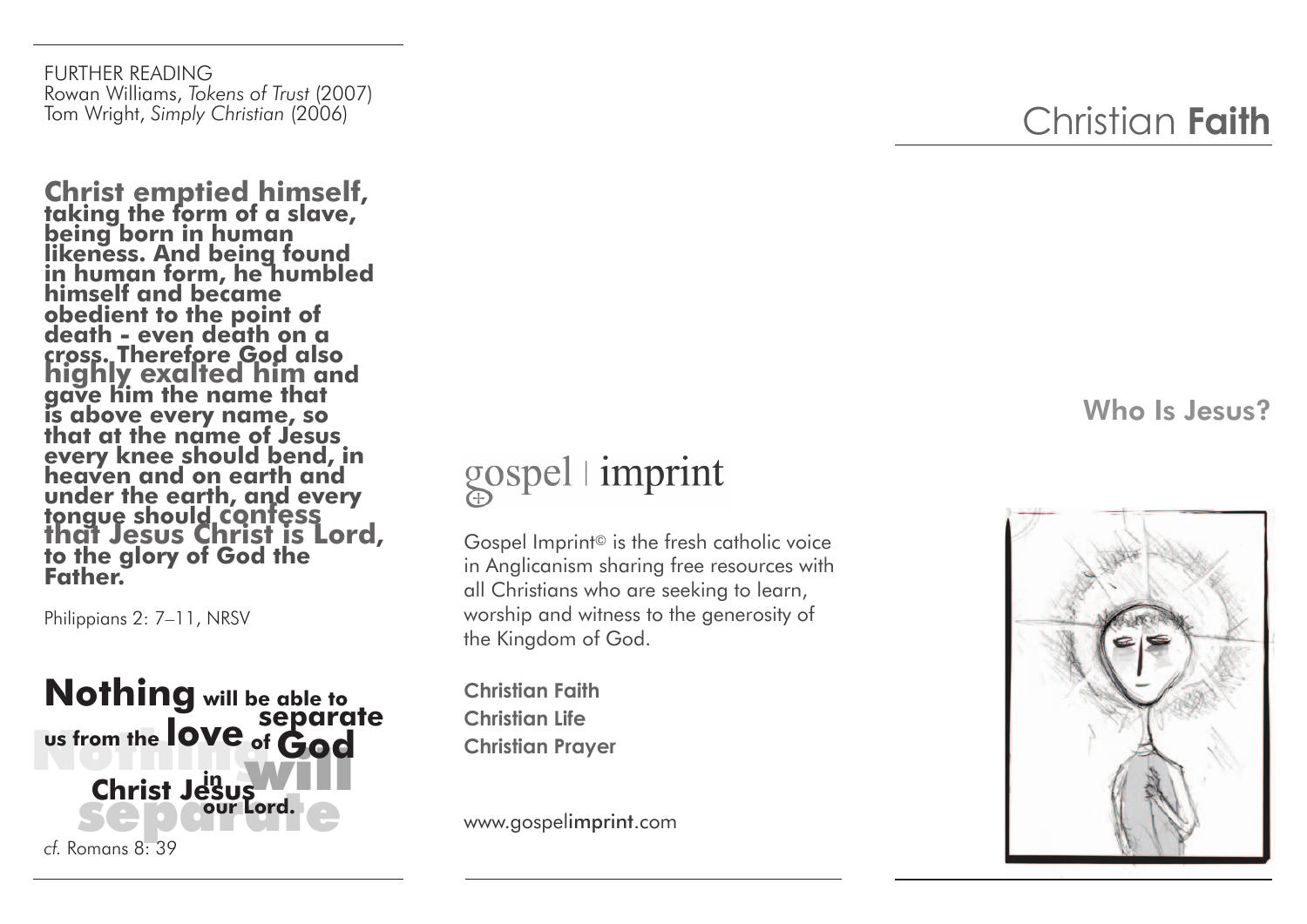FURTHER READING
Rowan Williams, *Tokens of Trust* (2007)
Tom Wright, *Simply Christian* (2006)

**Christ emptied himself, taking the form of a slave, being born in human likeness. And being found in human form, he humbled himself and became obedient to the point of death - even death on a cross. Therefore God also highly exalted him and gave him the name that is above every name, so that at the name of Jesus every knee should bend, in heaven and on earth and under the earth, and every tongue should confess that Jesus Christ is Lord, to the glory of God the Father.**

Philippians 2: 7–11, NRSV

**Nothing will be able to separate us from the love of God in Christ Jesus our Lord.**

*cf.* Romans 8: 39

gospel | imprint

Gospel Imprint© is the fresh catholic voice in Anglicanism sharing free resources with all Christians who are seeking to learn, worship and witness to the generosity of the Kingdom of God.

**Christian Faith**
**Christian Life**
**Christian Prayer**

www.gospelimprint.com

# Christian **Faith**

## Who Is Jesus?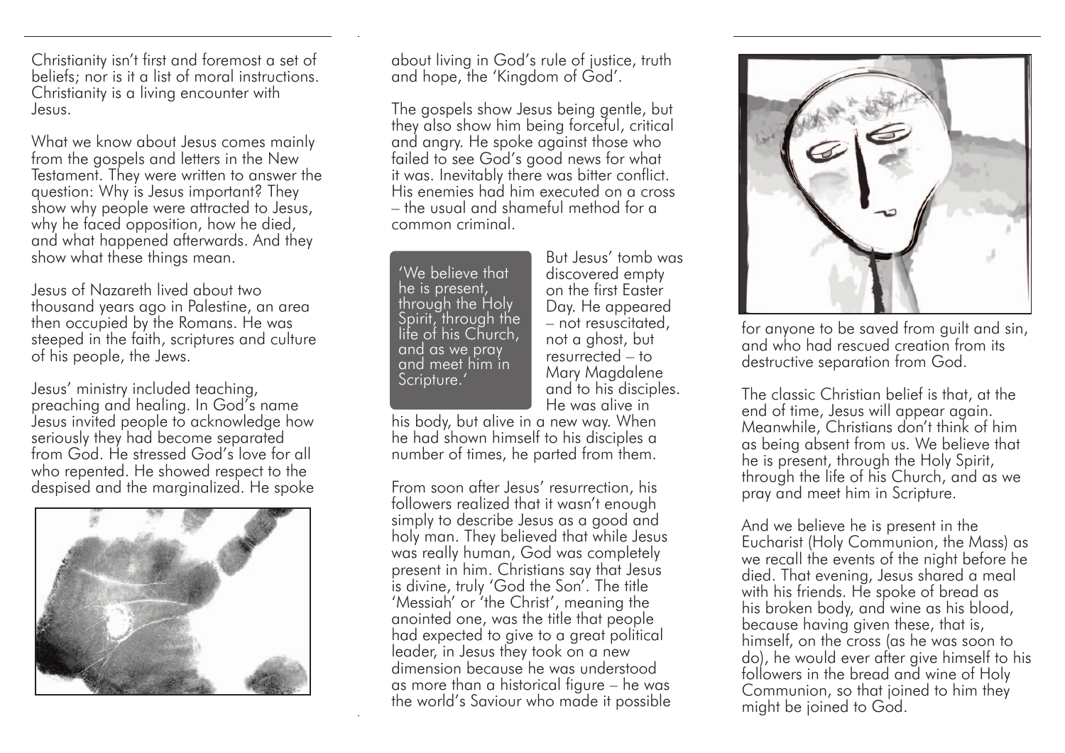Christianity isn't first and foremost a set of beliefs; nor is it a list of moral instructions. Christianity is a living encounter with Jesus.

What we know about Jesus comes mainly from the gospels and letters in the New Testament. They were written to answer the question: Why is Jesus important? They show why people were attracted to Jesus, why he faced opposition, how he died, and what happened afterwards. And they show what these things mean.

Jesus of Nazareth lived about two thousand years ago in Palestine, an area then occupied by the Romans. He was steeped in the faith, scriptures and culture of his people, the Jews.

Jesus' ministry included teaching, preaching and healing. In God's name Jesus invited people to acknowledge how seriously they had become separated from God. He stressed God's love for all who repented. He showed respect to the despised and the marginalized. He spoke about living in God's rule of justice, truth and hope, the 'Kingdom of God'.

The gospels show Jesus being gentle, but they also show him being forceful, critical and angry. He spoke against those who failed to see God's good news for what it was. Inevitably there was bitter conflict. His enemies had him executed on a cross – the usual and shameful method for a common criminal.

> 'We believe that he is present, through the Holy Spirit, through the life of his Church, and as we pray and meet him in Scripture.'

But Jesus' tomb was discovered empty on the first Easter Day. He appeared – not resuscitated, not a ghost, but resurrected – to Mary Magdalene and to his disciples. He was alive in his body, but alive in a new way. When he had shown himself to his disciples a number of times, he parted from them.

From soon after Jesus' resurrection, his followers realized that it wasn't enough simply to describe Jesus as a good and holy man. They believed that while Jesus was really human, God was completely present in him. Christians say that Jesus is divine, truly 'God the Son'. The title 'Messiah' or 'the Christ', meaning the anointed one, was the title that people had expected to give to a great political leader, in Jesus they took on a new dimension because he was understood as more than a historical figure – he was the world's Saviour who made it possible for anyone to be saved from guilt and sin, and who had rescued creation from its destructive separation from God.

The classic Christian belief is that, at the end of time, Jesus will appear again. Meanwhile, Christians don't think of him as being absent from us. We believe that he is present, through the Holy Spirit, through the life of his Church, and as we pray and meet him in Scripture.

And we believe he is present in the Eucharist (Holy Communion, the Mass) as we recall the events of the night before he died. That evening, Jesus shared a meal with his friends. He spoke of bread as his broken body, and wine as his blood, because having given these, that is, himself, on the cross (as he was soon to do), he would ever after give himself to his followers in the bread and wine of Holy Communion, so that joined to him they might be joined to God.